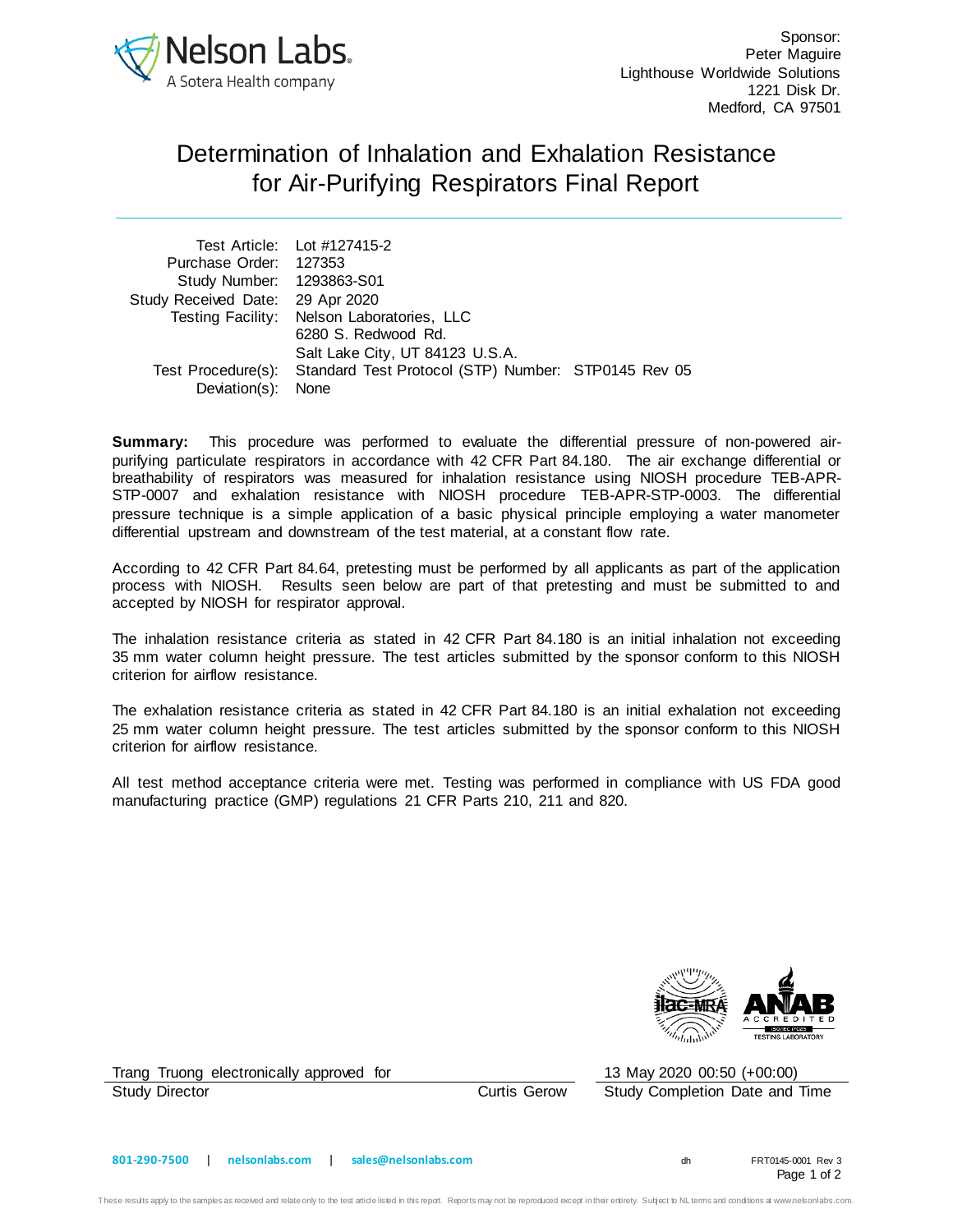Sponsor:
Peter Maguire
Lighthouse Worldwide Solutions
1221 Disk Dr.
Medford, CA 97501

# Determination of Inhalation and Exhalation Resistance for Air-Purifying Respirators Final Report

| | |
|---|---|
| Test Article: | Lot #127415-2 |
| Purchase Order: | 127353 |
| Study Number: | 1293863-S01 |
| Study Received Date: | 29 Apr 2020 |
| Testing Facility: | Nelson Laboratories, LLC<br>6280 S. Redwood Rd.<br>Salt Lake City, UT 84123 U.S.A. |
| Test Procedure(s): | Standard Test Protocol (STP) Number: STP0145 Rev 05 |
| Deviation(s): | None |

**Summary:** This procedure was performed to evaluate the differential pressure of non-powered air-purifying particulate respirators in accordance with 42 CFR Part 84.180. The air exchange differential or breathability of respirators was measured for inhalation resistance using NIOSH procedure TEB-APR-STP-0007 and exhalation resistance with NIOSH procedure TEB-APR-STP-0003. The differential pressure technique is a simple application of a basic physical principle employing a water manometer differential upstream and downstream of the test material, at a constant flow rate.

According to 42 CFR Part 84.64, pretesting must be performed by all applicants as part of the application process with NIOSH. Results seen below are part of that pretesting and must be submitted to and accepted by NIOSH for respirator approval.

The inhalation resistance criteria as stated in 42 CFR Part 84.180 is an initial inhalation not exceeding 35 mm water column height pressure. The test articles submitted by the sponsor conform to this NIOSH criterion for airflow resistance.

The exhalation resistance criteria as stated in 42 CFR Part 84.180 is an initial exhalation not exceeding 25 mm water column height pressure. The test articles submitted by the sponsor conform to this NIOSH criterion for airflow resistance.

All test method acceptance criteria were met. Testing was performed in compliance with US FDA good manufacturing practice (GMP) regulations 21 CFR Parts 210, 211 and 820.

Trang Truong electronically approved for Curtis Gerow
Study Director

13 May 2020 00:50 (+00:00)
Study Completion Date and Time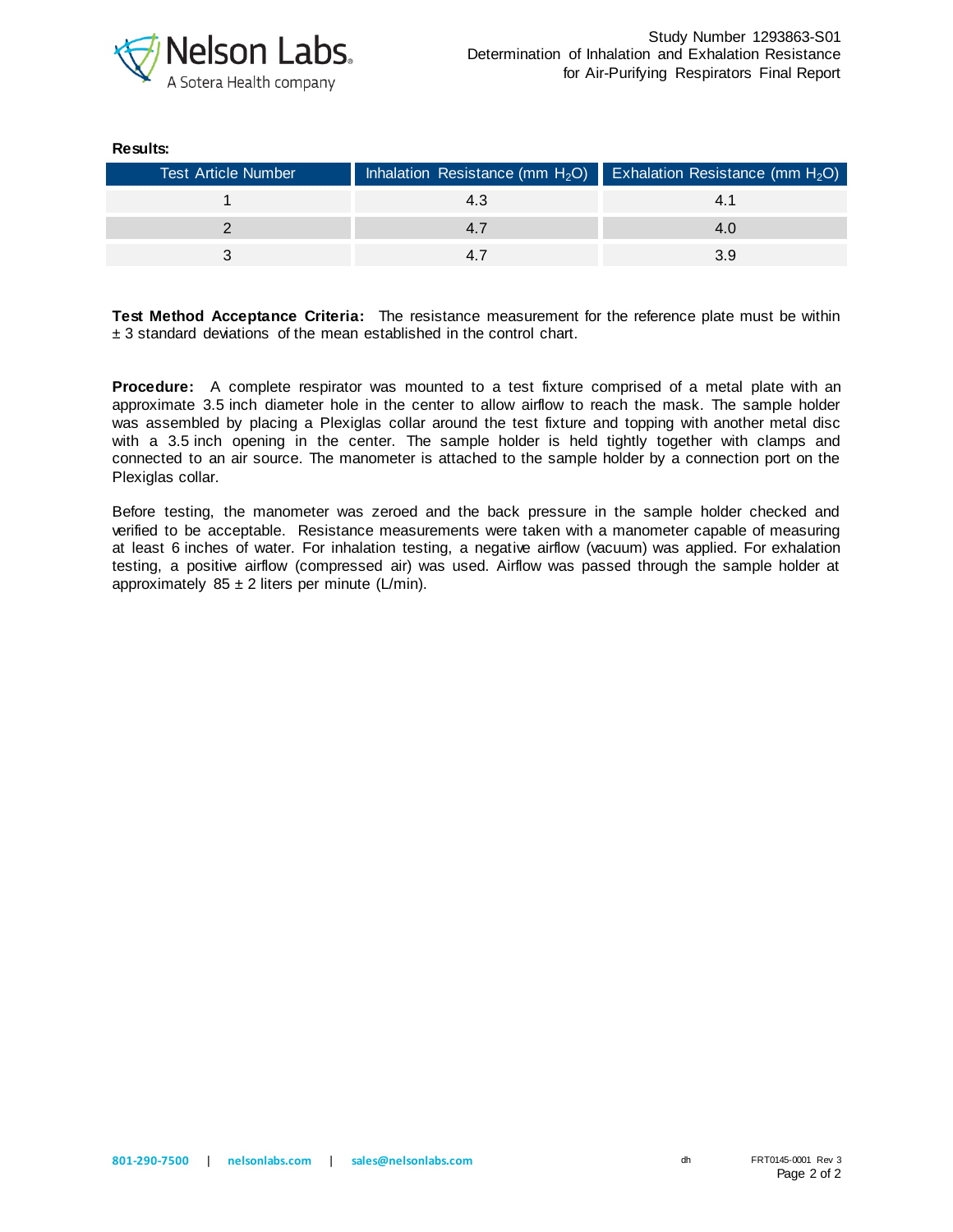**Results:**

| Test Article Number | Inhalation Resistance (mm $H_2O$) | Exhalation Resistance (mm $H_2O$) |
|---|---|---|
| 1 | 4.3 | 4.1 |
| 2 | 4.7 | 4.0 |
| 3 | 4.7 | 3.9 |

**Test Method Acceptance Criteria:** The resistance measurement for the reference plate must be within ± 3 standard deviations of the mean established in the control chart.

**Procedure:** A complete respirator was mounted to a test fixture comprised of a metal plate with an approximate 3.5 inch diameter hole in the center to allow airflow to reach the mask. The sample holder was assembled by placing a Plexiglas collar around the test fixture and topping with another metal disc with a 3.5 inch opening in the center. The sample holder is held tightly together with clamps and connected to an air source. The manometer is attached to the sample holder by a connection port on the Plexiglas collar.

Before testing, the manometer was zeroed and the back pressure in the sample holder checked and verified to be acceptable. Resistance measurements were taken with a manometer capable of measuring at least 6 inches of water. For inhalation testing, a negative airflow (vacuum) was applied. For exhalation testing, a positive airflow (compressed air) was used. Airflow was passed through the sample holder at approximately 85 ± 2 liters per minute (L/min).